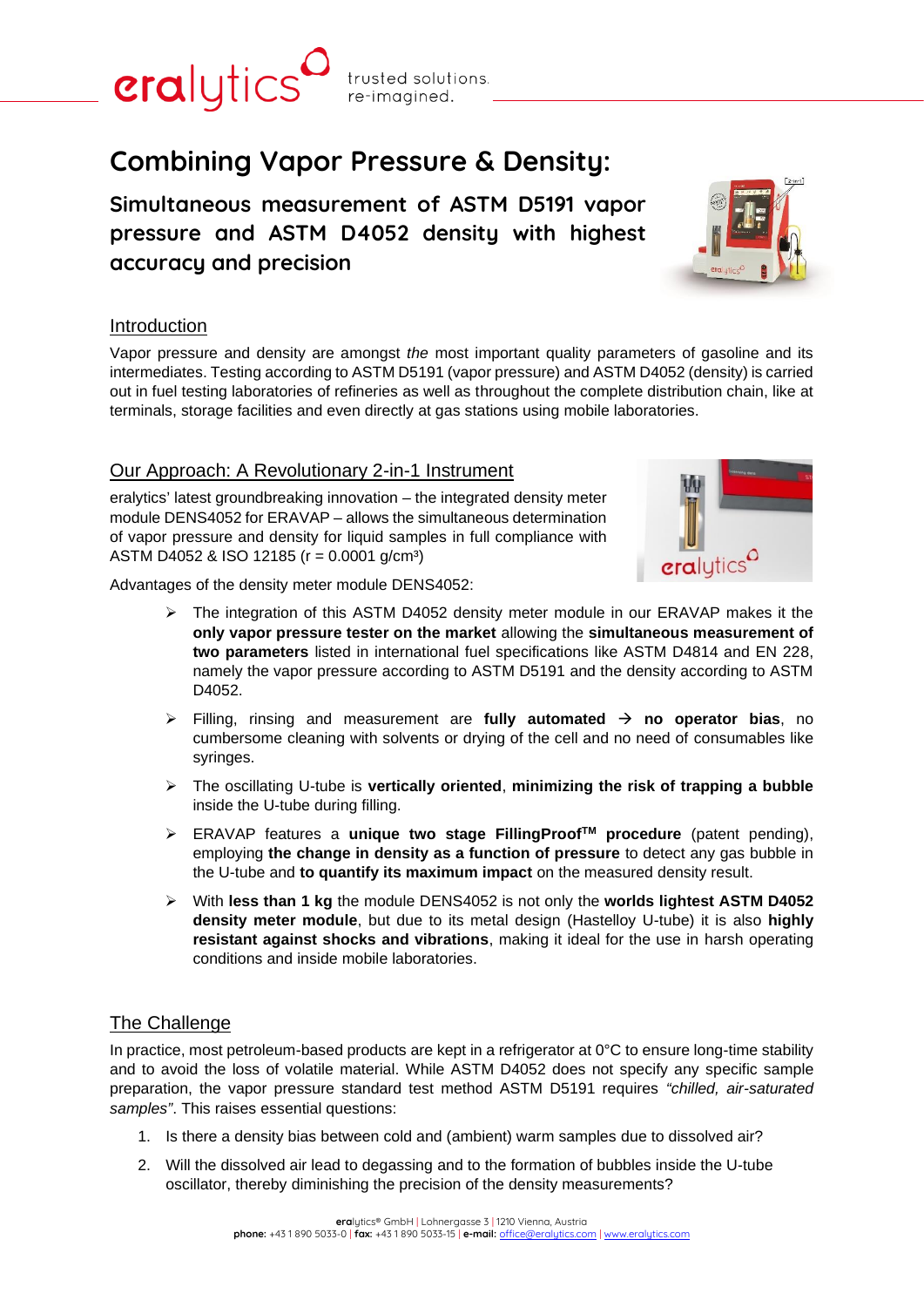# Combining Vapor Pressure & Density:

## Simultaneous measurement of ASTM D5191 vapor pressure and ASTM D4052 density with highest accuracy and precision

### Introduction

Vapor pressure and density are amongst *the* most important quality parameters of gasoline and its intermediates. Testing according to ASTM D5191 (vapor pressure) and ASTM D4052 (density) is carried out in fuel testing laboratories of refineries as well as throughout the complete distribution chain, like at terminals, storage facilities and even directly at gas stations using mobile laboratories.

### Our Approach: A Revolutionary 2-in-1 Instrument

eralytics' latest groundbreaking innovation – the integrated density meter module DENS4052 for ERAVAP – allows the simultaneous determination of vapor pressure and density for liquid samples in full compliance with ASTM D4052 & ISO 12185 (r = 0.0001 g/cm³)

Advantages of the density meter module DENS4052:

- The integration of this ASTM D4052 density meter module in our ERAVAP makes it the **only vapor pressure tester on the market** allowing the **simultaneous measurement of two parameters** listed in international fuel specifications like ASTM D4814 and EN 228, namely the vapor pressure according to ASTM D5191 and the density according to ASTM D4052.
- Filling, rinsing and measurement are **fully automated → no operator bias**, no cumbersome cleaning with solvents or drying of the cell and no need of consumables like syringes.
- The oscillating U-tube is **vertically oriented**, **minimizing the risk of trapping a bubble** inside the U-tube during filling.
- ERAVAP features a **unique two stage FillingProof™ procedure** (patent pending), employing **the change in density as a function of pressure** to detect any gas bubble in the U-tube and **to quantify its maximum impact** on the measured density result.
- With **less than 1 kg** the module DENS4052 is not only the **worlds lightest ASTM D4052 density meter module**, but due to its metal design (Hastelloy U-tube) it is also **highly resistant against shocks and vibrations**, making it ideal for the use in harsh operating conditions and inside mobile laboratories.

### The Challenge

In practice, most petroleum-based products are kept in a refrigerator at 0°C to ensure long-time stability and to avoid the loss of volatile material. While ASTM D4052 does not specify any specific sample preparation, the vapor pressure standard test method ASTM D5191 requires *"chilled, air-saturated samples"*. This raises essential questions:

1. Is there a density bias between cold and (ambient) warm samples due to dissolved air?
2. Will the dissolved air lead to degassing and to the formation of bubbles inside the U-tube oscillator, thereby diminishing the precision of the density measurements?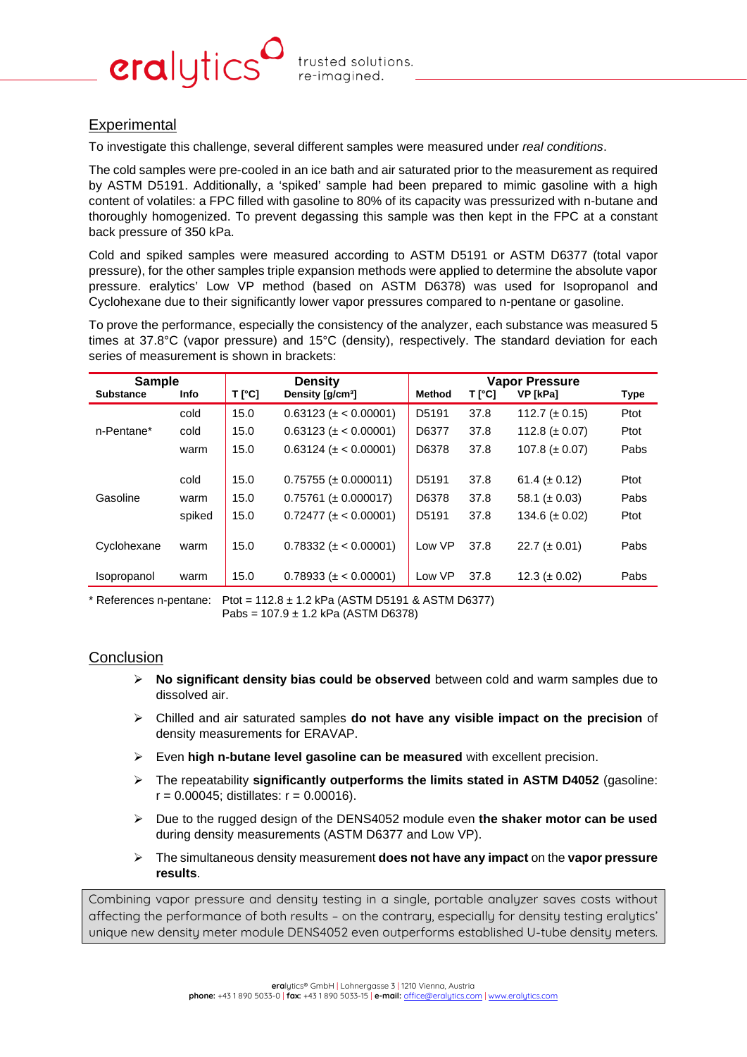## Experimental

To investigate this challenge, several different samples were measured under *real conditions*.

The cold samples were pre-cooled in an ice bath and air saturated prior to the measurement as required by ASTM D5191. Additionally, a 'spiked' sample had been prepared to mimic gasoline with a high content of volatiles: a FPC filled with gasoline to 80% of its capacity was pressurized with n-butane and thoroughly homogenized. To prevent degassing this sample was then kept in the FPC at a constant back pressure of 350 kPa.

Cold and spiked samples were measured according to ASTM D5191 or ASTM D6377 (total vapor pressure), for the other samples triple expansion methods were applied to determine the absolute vapor pressure. eralytics' Low VP method (based on ASTM D6378) was used for Isopropanol and Cyclohexane due to their significantly lower vapor pressures compared to n-pentane or gasoline.

To prove the performance, especially the consistency of the analyzer, each substance was measured 5 times at 37.8°C (vapor pressure) and 15°C (density), respectively. The standard deviation for each series of measurement is shown in brackets:

| Sample | | Density | | Vapor Pressure | | | |
|---|---|---|---|---|---|---|---|
| **Substance** | **Info** | **T [°C]** | **Density [g/cm³]** | **Method** | **T [°C]** | **VP [kPa]** | **Type** |
| n-Pentane* | cold | 15.0 | 0.63123 (± < 0.00001) | D5191 | 37.8 | 112.7 (± 0.15) | Ptot |
| | cold | 15.0 | 0.63123 (± < 0.00001) | D6377 | 37.8 | 112.8 (± 0.07) | Ptot |
| | warm | 15.0 | 0.63124 (± < 0.00001) | D6378 | 37.8 | 107.8 (± 0.07) | Pabs |
| Gasoline | cold | 15.0 | 0.75755 (± 0.000011) | D5191 | 37.8 | 61.4 (± 0.12) | Ptot |
| | warm | 15.0 | 0.75761 (± 0.000017) | D6378 | 37.8 | 58.1 (± 0.03) | Pabs |
| | spiked | 15.0 | 0.72477 (± < 0.00001) | D5191 | 37.8 | 134.6 (± 0.02) | Ptot |
| Cyclohexane | warm | 15.0 | 0.78332 (± < 0.00001) | Low VP | 37.8 | 22.7 (± 0.01) | Pabs |
| Isopropanol | warm | 15.0 | 0.78933 (± < 0.00001) | Low VP | 37.8 | 12.3 (± 0.02) | Pabs |

\* References n-pentane: Ptot = 112.8 ± 1.2 kPa (ASTM D5191 & ASTM D6377)
Pabs = 107.9 ± 1.2 kPa (ASTM D6378)

## Conclusion

- **No significant density bias could be observed** between cold and warm samples due to dissolved air.
- Chilled and air saturated samples **do not have any visible impact on the precision** of density measurements for ERAVAP.
- Even **high n-butane level gasoline can be measured** with excellent precision.
- The repeatability **significantly outperforms the limits stated in ASTM D4052** (gasoline: r = 0.00045; distillates: r = 0.00016).
- Due to the rugged design of the DENS4052 module even **the shaker motor can be used** during density measurements (ASTM D6377 and Low VP).
- The simultaneous density measurement **does not have any impact** on the **vapor pressure results**.

Combining vapor pressure and density testing in a single, portable analyzer saves costs without affecting the performance of both results – on the contrary, especially for density testing eralytics' unique new density meter module DENS4052 even outperforms established U-tube density meters.

eralytics® GmbH | Lohnergasse 3 | 1210 Vienna, Austria
**phone:** +43 1 890 5033-0 | **fax:** +43 1 890 5033-15 | **e-mail:** office@eralytics.com | www.eralytics.com